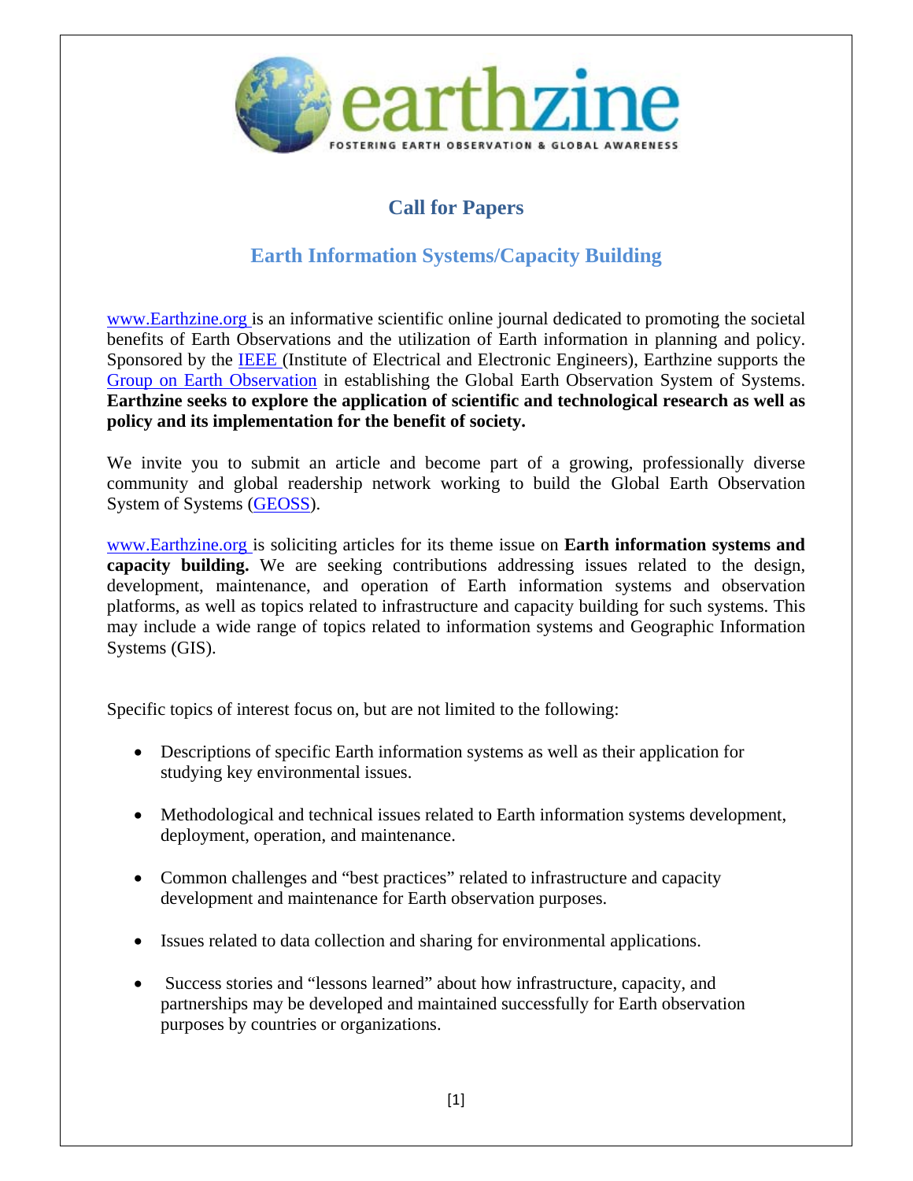earthzine

FOSTERING EARTH OBSERVATION & GLOBAL AWARENESS

# Call for Papers

## Earth Information Systems/Capacity Building

www.Earthzine.org is an informative scientific online journal dedicated to promoting the societal benefits of Earth Observations and the utilization of Earth information in planning and policy. Sponsored by the IEEE (Institute of Electrical and Electronic Engineers), Earthzine supports the Group on Earth Observation in establishing the Global Earth Observation System of Systems. **Earthzine seeks to explore the application of scientific and technological research as well as policy and its implementation for the benefit of society.**

We invite you to submit an article and become part of a growing, professionally diverse community and global readership network working to build the Global Earth Observation System of Systems (GEOSS).

www.Earthzine.org is soliciting articles for its theme issue on **Earth information systems and capacity building.** We are seeking contributions addressing issues related to the design, development, maintenance, and operation of Earth information systems and observation platforms, as well as topics related to infrastructure and capacity building for such systems. This may include a wide range of topics related to information systems and Geographic Information Systems (GIS).

Specific topics of interest focus on, but are not limited to the following:

- Descriptions of specific Earth information systems as well as their application for studying key environmental issues.
- Methodological and technical issues related to Earth information systems development, deployment, operation, and maintenance.
- Common challenges and "best practices" related to infrastructure and capacity development and maintenance for Earth observation purposes.
- Issues related to data collection and sharing for environmental applications.
- Success stories and "lessons learned" about how infrastructure, capacity, and partnerships may be developed and maintained successfully for Earth observation purposes by countries or organizations.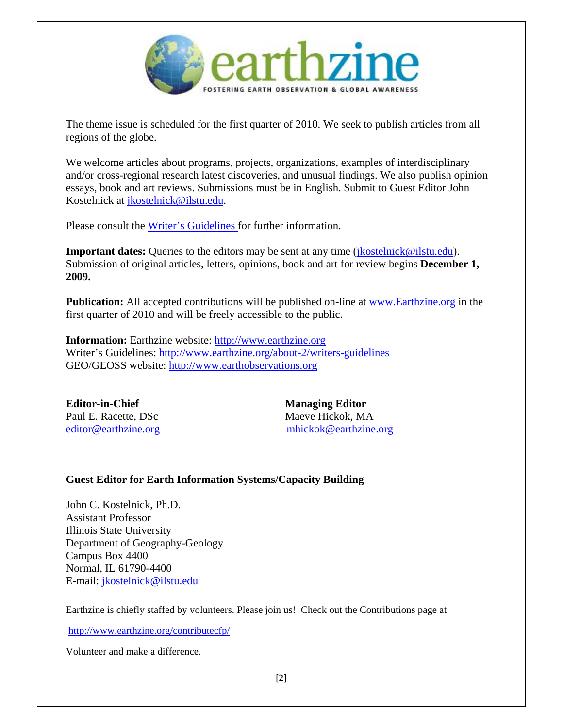The theme issue is scheduled for the first quarter of 2010. We seek to publish articles from all regions of the globe.

We welcome articles about programs, projects, organizations, examples of interdisciplinary and/or cross-regional research latest discoveries, and unusual findings. We also publish opinion essays, book and art reviews. Submissions must be in English. Submit to Guest Editor John Kostelnick at jkostelnick@ilstu.edu.

Please consult the Writer's Guidelines for further information.

**Important dates:** Queries to the editors may be sent at any time (jkostelnick@ilstu.edu). Submission of original articles, letters, opinions, book and art for review begins **December 1, 2009.**

**Publication:** All accepted contributions will be published on-line at www.Earthzine.org in the first quarter of 2010 and will be freely accessible to the public.

**Information:** Earthzine website: http://www.earthzine.org
Writer's Guidelines: http://www.earthzine.org/about-2/writers-guidelines
GEO/GEOSS website: http://www.earthobservations.org

**Editor-in-Chief**
Paul E. Racette, DSc
editor@earthzine.org

**Managing Editor**
Maeve Hickok, MA
mhickok@earthzine.org

**Guest Editor for Earth Information Systems/Capacity Building**

John C. Kostelnick, Ph.D.
Assistant Professor
Illinois State University
Department of Geography-Geology
Campus Box 4400
Normal, IL 61790-4400
E-mail: jkostelnick@ilstu.edu

Earthzine is chiefly staffed by volunteers. Please join us! Check out the Contributions page at

http://www.earthzine.org/contributecfp/

Volunteer and make a difference.